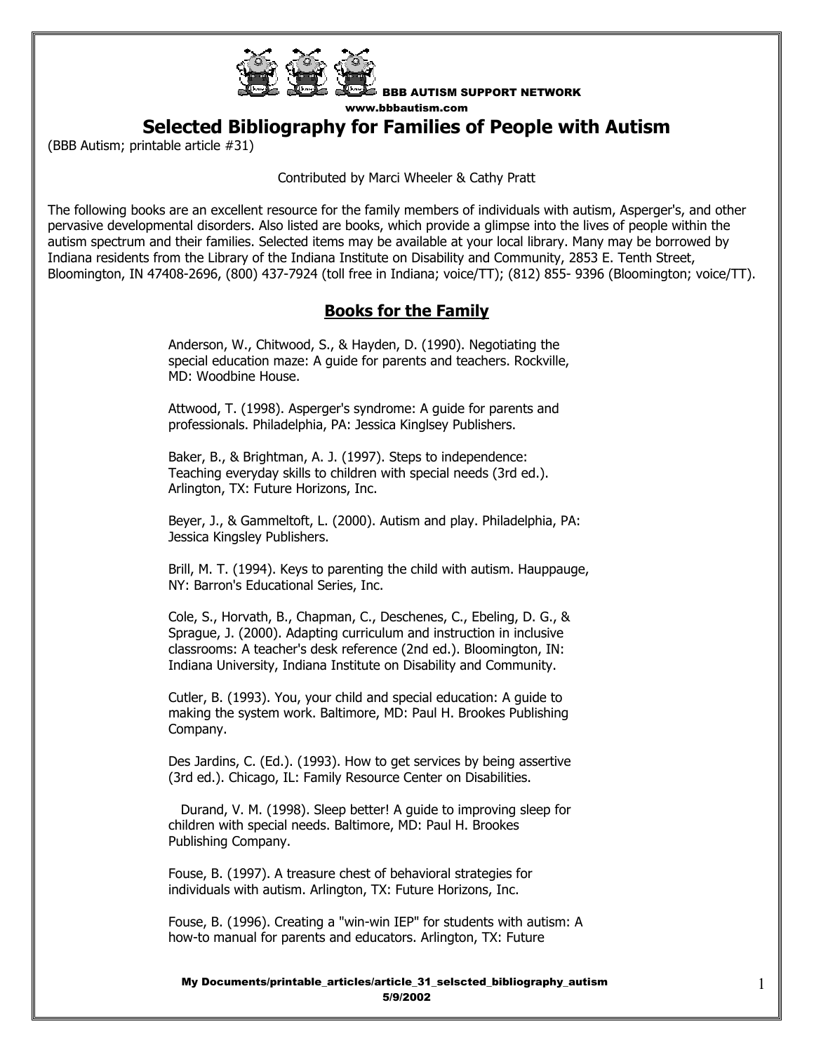BBB AUTISM SUPPORT NETWORK
www.bbbautism.com

# Selected Bibliography for Families of People with Autism

(BBB Autism; printable article #31)

Contributed by Marci Wheeler & Cathy Pratt

The following books are an excellent resource for the family members of individuals with autism, Asperger's, and other pervasive developmental disorders. Also listed are books, which provide a glimpse into the lives of people within the autism spectrum and their families. Selected items may be available at your local library. Many may be borrowed by Indiana residents from the Library of the Indiana Institute on Disability and Community, 2853 E. Tenth Street, Bloomington, IN 47408-2696, (800) 437-7924 (toll free in Indiana; voice/TT); (812) 855- 9396 (Bloomington; voice/TT).

## Books for the Family

Anderson, W., Chitwood, S., & Hayden, D. (1990). Negotiating the special education maze: A guide for parents and teachers. Rockville, MD: Woodbine House.

Attwood, T. (1998). Asperger's syndrome: A guide for parents and professionals. Philadelphia, PA: Jessica Kinglsey Publishers.

Baker, B., & Brightman, A. J. (1997). Steps to independence: Teaching everyday skills to children with special needs (3rd ed.). Arlington, TX: Future Horizons, Inc.

Beyer, J., & Gammeltoft, L. (2000). Autism and play. Philadelphia, PA: Jessica Kingsley Publishers.

Brill, M. T. (1994). Keys to parenting the child with autism. Hauppauge, NY: Barron's Educational Series, Inc.

Cole, S., Horvath, B., Chapman, C., Deschenes, C., Ebeling, D. G., & Sprague, J. (2000). Adapting curriculum and instruction in inclusive classrooms: A teacher's desk reference (2nd ed.). Bloomington, IN: Indiana University, Indiana Institute on Disability and Community.

Cutler, B. (1993). You, your child and special education: A guide to making the system work. Baltimore, MD: Paul H. Brookes Publishing Company.

Des Jardins, C. (Ed.). (1993). How to get services by being assertive (3rd ed.). Chicago, IL: Family Resource Center on Disabilities.

Durand, V. M. (1998). Sleep better! A guide to improving sleep for children with special needs. Baltimore, MD: Paul H. Brookes Publishing Company.

Fouse, B. (1997). A treasure chest of behavioral strategies for individuals with autism. Arlington, TX: Future Horizons, Inc.

Fouse, B. (1996). Creating a "win-win IEP" for students with autism: A how-to manual for parents and educators. Arlington, TX: Future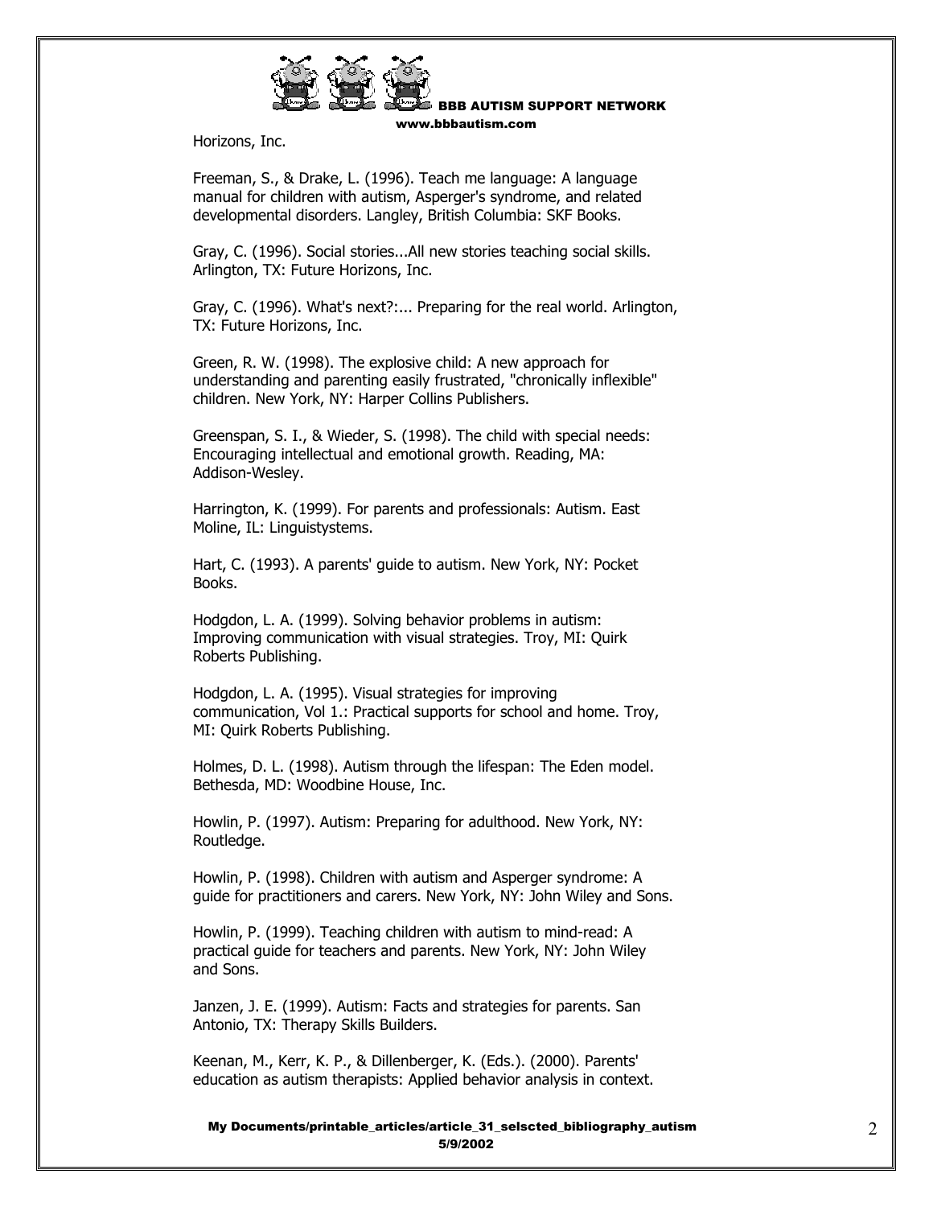Horizons, Inc.

Freeman, S., & Drake, L. (1996). Teach me language: A language manual for children with autism, Asperger's syndrome, and related developmental disorders. Langley, British Columbia: SKF Books.

Gray, C. (1996). Social stories...All new stories teaching social skills. Arlington, TX: Future Horizons, Inc.

Gray, C. (1996). What's next?:... Preparing for the real world. Arlington, TX: Future Horizons, Inc.

Green, R. W. (1998). The explosive child: A new approach for understanding and parenting easily frustrated, "chronically inflexible" children. New York, NY: Harper Collins Publishers.

Greenspan, S. I., & Wieder, S. (1998). The child with special needs: Encouraging intellectual and emotional growth. Reading, MA: Addison-Wesley.

Harrington, K. (1999). For parents and professionals: Autism. East Moline, IL: Linguistystems.

Hart, C. (1993). A parents' guide to autism. New York, NY: Pocket Books.

Hodgdon, L. A. (1999). Solving behavior problems in autism: Improving communication with visual strategies. Troy, MI: Quirk Roberts Publishing.

Hodgdon, L. A. (1995). Visual strategies for improving communication, Vol 1.: Practical supports for school and home. Troy, MI: Quirk Roberts Publishing.

Holmes, D. L. (1998). Autism through the lifespan: The Eden model. Bethesda, MD: Woodbine House, Inc.

Howlin, P. (1997). Autism: Preparing for adulthood. New York, NY: Routledge.

Howlin, P. (1998). Children with autism and Asperger syndrome: A guide for practitioners and carers. New York, NY: John Wiley and Sons.

Howlin, P. (1999). Teaching children with autism to mind-read: A practical guide for teachers and parents. New York, NY: John Wiley and Sons.

Janzen, J. E. (1999). Autism: Facts and strategies for parents. San Antonio, TX: Therapy Skills Builders.

Keenan, M., Kerr, K. P., & Dillenberger, K. (Eds.). (2000). Parents' education as autism therapists: Applied behavior analysis in context.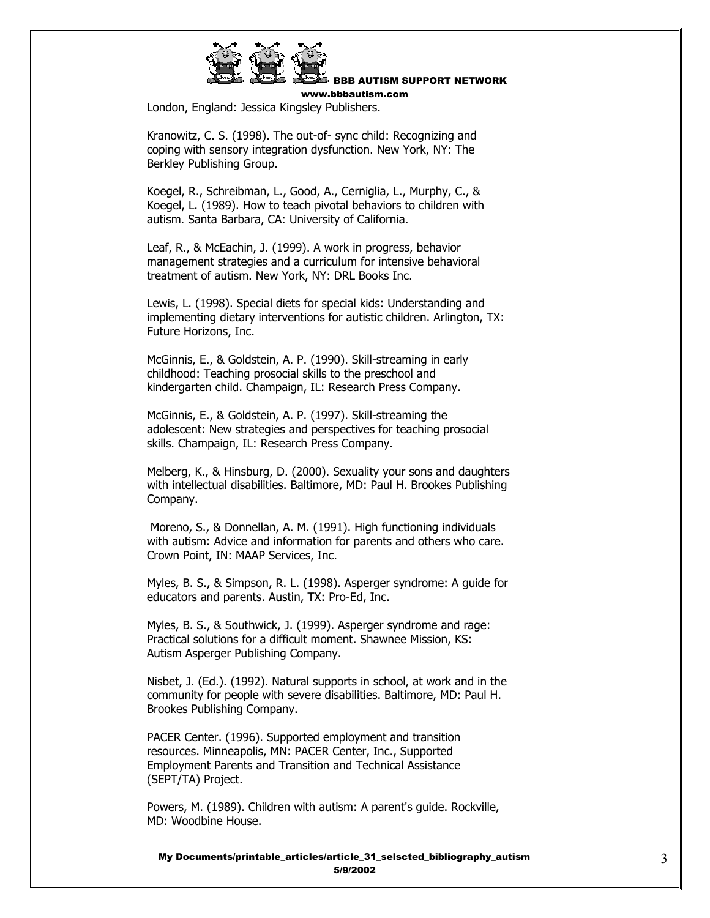London, England: Jessica Kingsley Publishers.

Kranowitz, C. S. (1998). The out-of- sync child: Recognizing and coping with sensory integration dysfunction. New York, NY: The Berkley Publishing Group.

Koegel, R., Schreibman, L., Good, A., Cerniglia, L., Murphy, C., & Koegel, L. (1989). How to teach pivotal behaviors to children with autism. Santa Barbara, CA: University of California.

Leaf, R., & McEachin, J. (1999). A work in progress, behavior management strategies and a curriculum for intensive behavioral treatment of autism. New York, NY: DRL Books Inc.

Lewis, L. (1998). Special diets for special kids: Understanding and implementing dietary interventions for autistic children. Arlington, TX: Future Horizons, Inc.

McGinnis, E., & Goldstein, A. P. (1990). Skill-streaming in early childhood: Teaching prosocial skills to the preschool and kindergarten child. Champaign, IL: Research Press Company.

McGinnis, E., & Goldstein, A. P. (1997). Skill-streaming the adolescent: New strategies and perspectives for teaching prosocial skills. Champaign, IL: Research Press Company.

Melberg, K., & Hinsburg, D. (2000). Sexuality your sons and daughters with intellectual disabilities. Baltimore, MD: Paul H. Brookes Publishing Company.

Moreno, S., & Donnellan, A. M. (1991). High functioning individuals with autism: Advice and information for parents and others who care. Crown Point, IN: MAAP Services, Inc.

Myles, B. S., & Simpson, R. L. (1998). Asperger syndrome: A guide for educators and parents. Austin, TX: Pro-Ed, Inc.

Myles, B. S., & Southwick, J. (1999). Asperger syndrome and rage: Practical solutions for a difficult moment. Shawnee Mission, KS: Autism Asperger Publishing Company.

Nisbet, J. (Ed.). (1992). Natural supports in school, at work and in the community for people with severe disabilities. Baltimore, MD: Paul H. Brookes Publishing Company.

PACER Center. (1996). Supported employment and transition resources. Minneapolis, MN: PACER Center, Inc., Supported Employment Parents and Transition and Technical Assistance (SEPT/TA) Project.

Powers, M. (1989). Children with autism: A parent's guide. Rockville, MD: Woodbine House.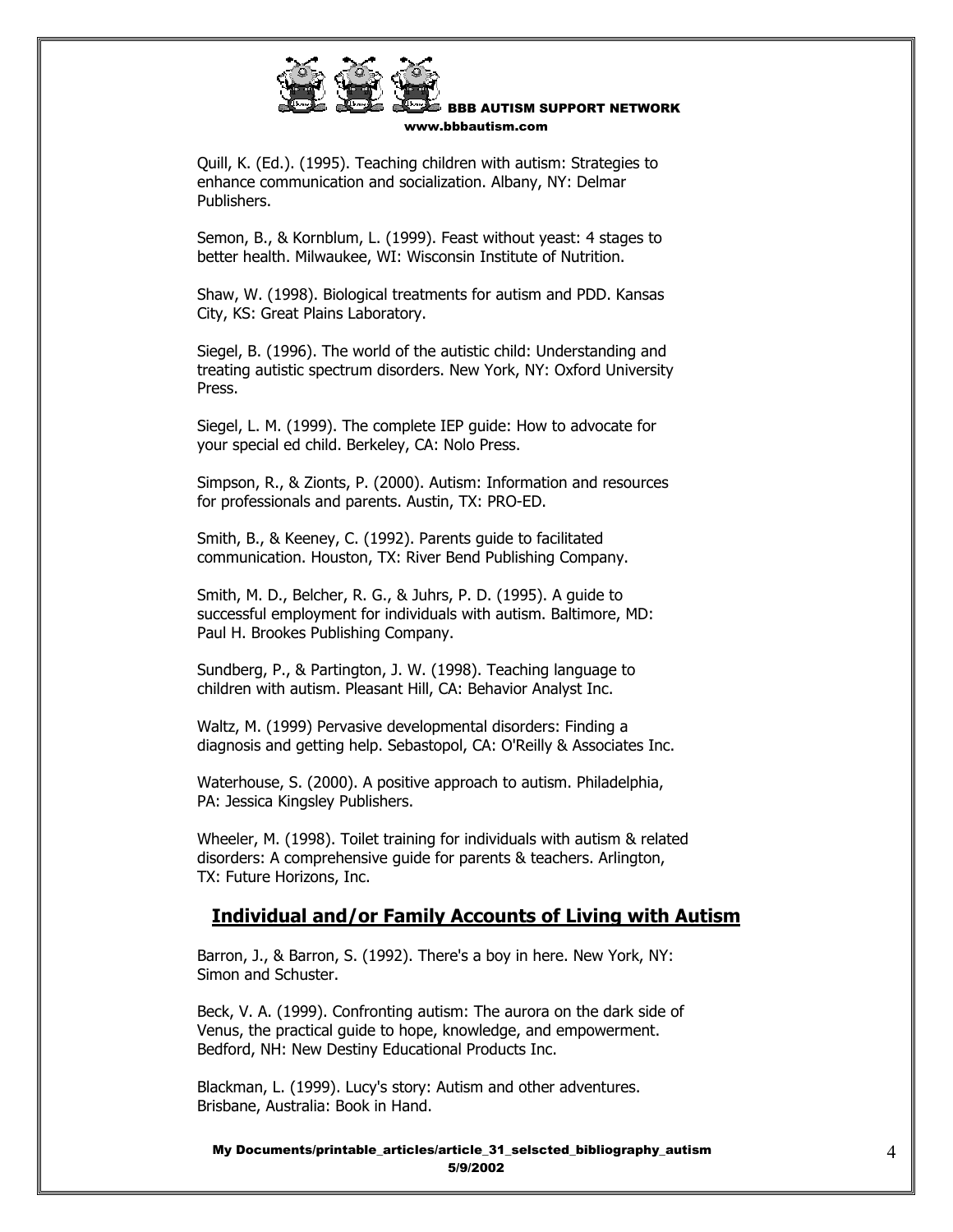Quill, K. (Ed.). (1995). Teaching children with autism: Strategies to enhance communication and socialization. Albany, NY: Delmar Publishers.

Semon, B., & Kornblum, L. (1999). Feast without yeast: 4 stages to better health. Milwaukee, WI: Wisconsin Institute of Nutrition.

Shaw, W. (1998). Biological treatments for autism and PDD. Kansas City, KS: Great Plains Laboratory.

Siegel, B. (1996). The world of the autistic child: Understanding and treating autistic spectrum disorders. New York, NY: Oxford University Press.

Siegel, L. M. (1999). The complete IEP guide: How to advocate for your special ed child. Berkeley, CA: Nolo Press.

Simpson, R., & Zionts, P. (2000). Autism: Information and resources for professionals and parents. Austin, TX: PRO-ED.

Smith, B., & Keeney, C. (1992). Parents guide to facilitated communication. Houston, TX: River Bend Publishing Company.

Smith, M. D., Belcher, R. G., & Juhrs, P. D. (1995). A guide to successful employment for individuals with autism. Baltimore, MD: Paul H. Brookes Publishing Company.

Sundberg, P., & Partington, J. W. (1998). Teaching language to children with autism. Pleasant Hill, CA: Behavior Analyst Inc.

Waltz, M. (1999) Pervasive developmental disorders: Finding a diagnosis and getting help. Sebastopol, CA: O'Reilly & Associates Inc.

Waterhouse, S. (2000). A positive approach to autism. Philadelphia, PA: Jessica Kingsley Publishers.

Wheeler, M. (1998). Toilet training for individuals with autism & related disorders: A comprehensive guide for parents & teachers. Arlington, TX: Future Horizons, Inc.

## Individual and/or Family Accounts of Living with Autism

Barron, J., & Barron, S. (1992). There's a boy in here. New York, NY: Simon and Schuster.

Beck, V. A. (1999). Confronting autism: The aurora on the dark side of Venus, the practical guide to hope, knowledge, and empowerment. Bedford, NH: New Destiny Educational Products Inc.

Blackman, L. (1999). Lucy's story: Autism and other adventures. Brisbane, Australia: Book in Hand.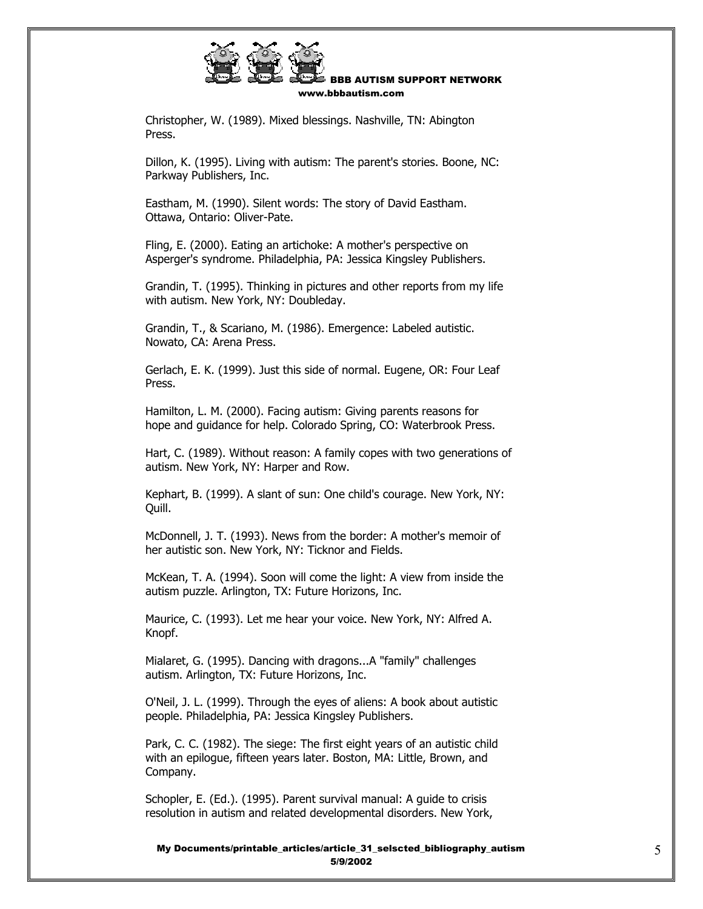Christopher, W. (1989). Mixed blessings. Nashville, TN: Abington Press.

Dillon, K. (1995). Living with autism: The parent's stories. Boone, NC: Parkway Publishers, Inc.

Eastham, M. (1990). Silent words: The story of David Eastham. Ottawa, Ontario: Oliver-Pate.

Fling, E. (2000). Eating an artichoke: A mother's perspective on Asperger's syndrome. Philadelphia, PA: Jessica Kingsley Publishers.

Grandin, T. (1995). Thinking in pictures and other reports from my life with autism. New York, NY: Doubleday.

Grandin, T., & Scariano, M. (1986). Emergence: Labeled autistic. Nowato, CA: Arena Press.

Gerlach, E. K. (1999). Just this side of normal. Eugene, OR: Four Leaf Press.

Hamilton, L. M. (2000). Facing autism: Giving parents reasons for hope and guidance for help. Colorado Spring, CO: Waterbrook Press.

Hart, C. (1989). Without reason: A family copes with two generations of autism. New York, NY: Harper and Row.

Kephart, B. (1999). A slant of sun: One child's courage. New York, NY: Quill.

McDonnell, J. T. (1993). News from the border: A mother's memoir of her autistic son. New York, NY: Ticknor and Fields.

McKean, T. A. (1994). Soon will come the light: A view from inside the autism puzzle. Arlington, TX: Future Horizons, Inc.

Maurice, C. (1993). Let me hear your voice. New York, NY: Alfred A. Knopf.

Mialaret, G. (1995). Dancing with dragons...A "family" challenges autism. Arlington, TX: Future Horizons, Inc.

O'Neil, J. L. (1999). Through the eyes of aliens: A book about autistic people. Philadelphia, PA: Jessica Kingsley Publishers.

Park, C. C. (1982). The siege: The first eight years of an autistic child with an epilogue, fifteen years later. Boston, MA: Little, Brown, and Company.

Schopler, E. (Ed.). (1995). Parent survival manual: A guide to crisis resolution in autism and related developmental disorders. New York,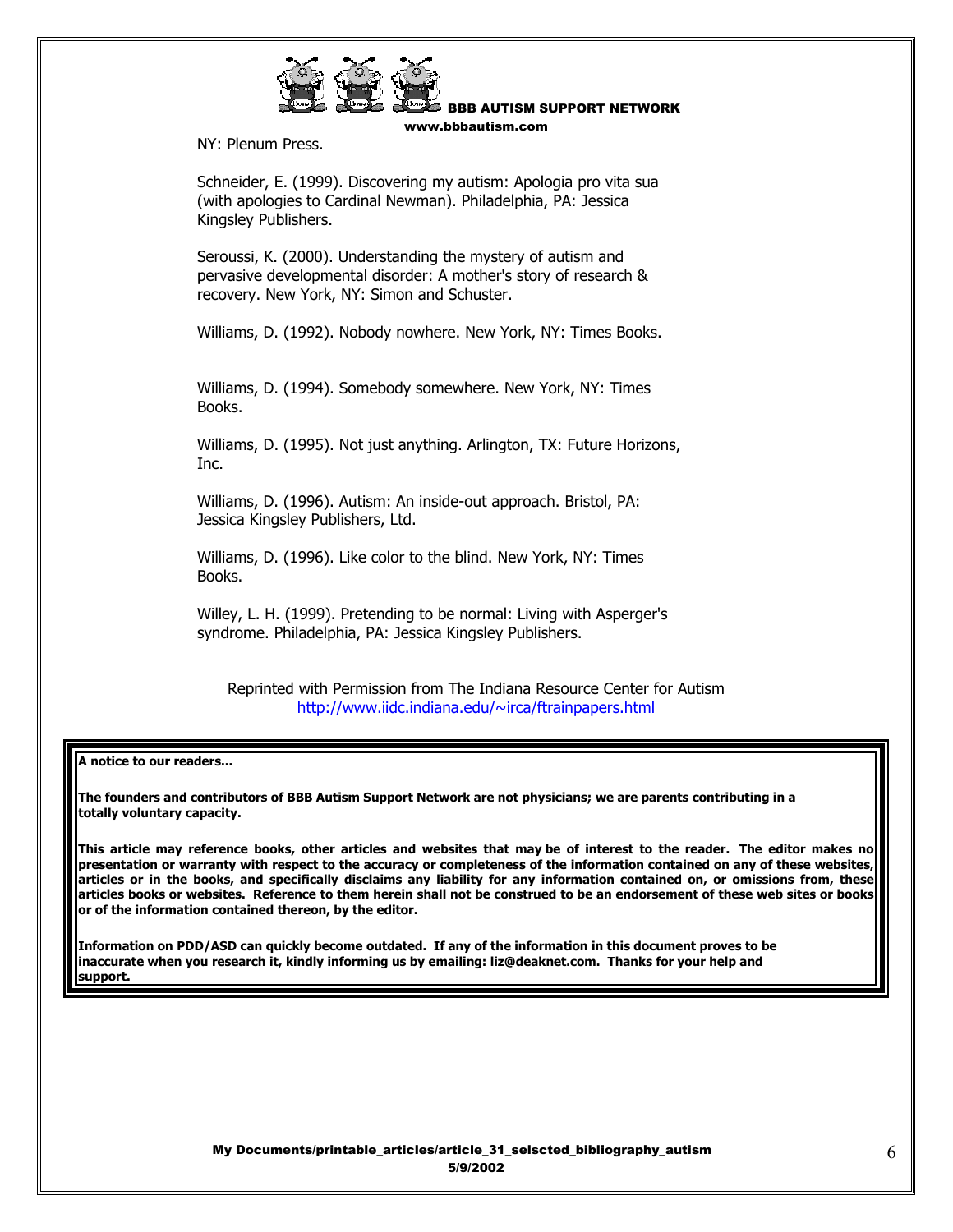NY: Plenum Press.

Schneider, E. (1999). Discovering my autism: Apologia pro vita sua (with apologies to Cardinal Newman). Philadelphia, PA: Jessica Kingsley Publishers.

Seroussi, K. (2000). Understanding the mystery of autism and pervasive developmental disorder: A mother's story of research & recovery. New York, NY: Simon and Schuster.

Williams, D. (1992). Nobody nowhere. New York, NY: Times Books.

Williams, D. (1994). Somebody somewhere. New York, NY: Times Books.

Williams, D. (1995). Not just anything. Arlington, TX: Future Horizons, Inc.

Williams, D. (1996). Autism: An inside-out approach. Bristol, PA: Jessica Kingsley Publishers, Ltd.

Williams, D. (1996). Like color to the blind. New York, NY: Times Books.

Willey, L. H. (1999). Pretending to be normal: Living with Asperger's syndrome. Philadelphia, PA: Jessica Kingsley Publishers.

Reprinted with Permission from The Indiana Resource Center for Autism
http://www.iidc.indiana.edu/~irca/ftrainpapers.html

**A notice to our readers…**

**The founders and contributors of BBB Autism Support Network are not physicians; we are parents contributing in a totally voluntary capacity.**

**This article may reference books, other articles and websites that may be of interest to the reader. The editor makes no presentation or warranty with respect to the accuracy or completeness of the information contained on any of these websites, articles or in the books, and specifically disclaims any liability for any information contained on, or omissions from, these articles books or websites. Reference to them herein shall not be construed to be an endorsement of these web sites or books or of the information contained thereon, by the editor.**

**Information on PDD/ASD can quickly become outdated. If any of the information in this document proves to be inaccurate when you research it, kindly informing us by emailing: liz@deaknet.com. Thanks for your help and support.**